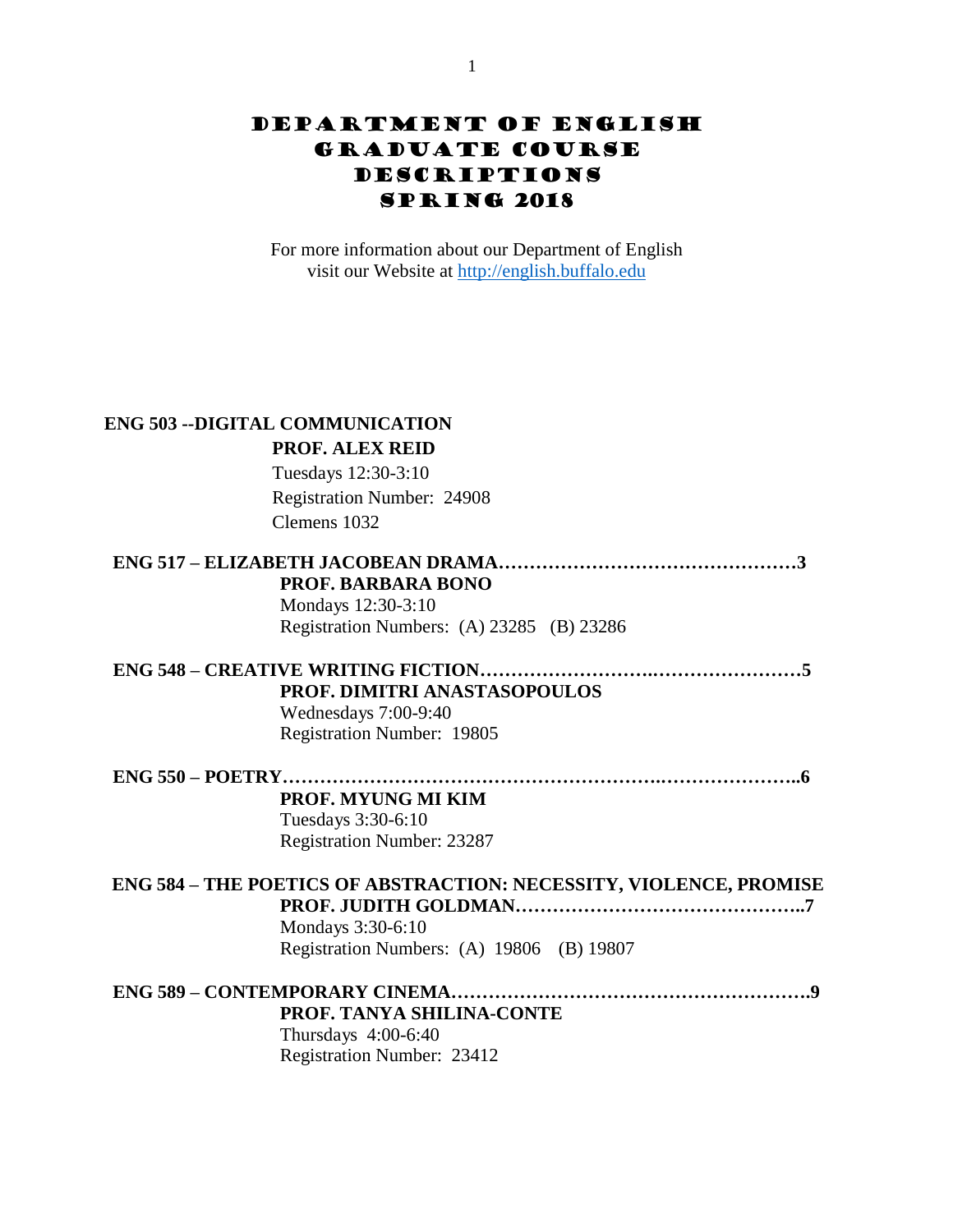# Department of English Graduate Course Descriptions Spring 2018

For more information about our Department of English visit our Website at http://english.buffalo.edu

**ENG 503 --DIGITAL COMMUNICATION**
**PROF. ALEX REID**
Tuesdays 12:30-3:10
Registration Number: 24908
Clemens 1032

**ENG 517 – ELIZABETH JACOBEAN DRAMA…………………………………………3**
**PROF. BARBARA BONO**
Mondays 12:30-3:10
Registration Numbers: (A) 23285 (B) 23286

**ENG 548 – CREATIVE WRITING FICTION…………………….……………………5**
**PROF. DIMITRI ANASTASOPOULOS**
Wednesdays 7:00-9:40
Registration Number: 19805

**ENG 550 – POETRY……………………………………………….…………………..6**
**PROF. MYUNG MI KIM**
Tuesdays 3:30-6:10
Registration Number: 23287

**ENG 584 – THE POETICS OF ABSTRACTION: NECESSITY, VIOLENCE, PROMISE**
**PROF. JUDITH GOLDMAN………………………………………..7**
Mondays 3:30-6:10
Registration Numbers: (A) 19806 (B) 19807

**ENG 589 – CONTEMPORARY CINEMA………………………………………………9**
**PROF. TANYA SHILINA-CONTE**
Thursdays 4:00-6:40
Registration Number: 23412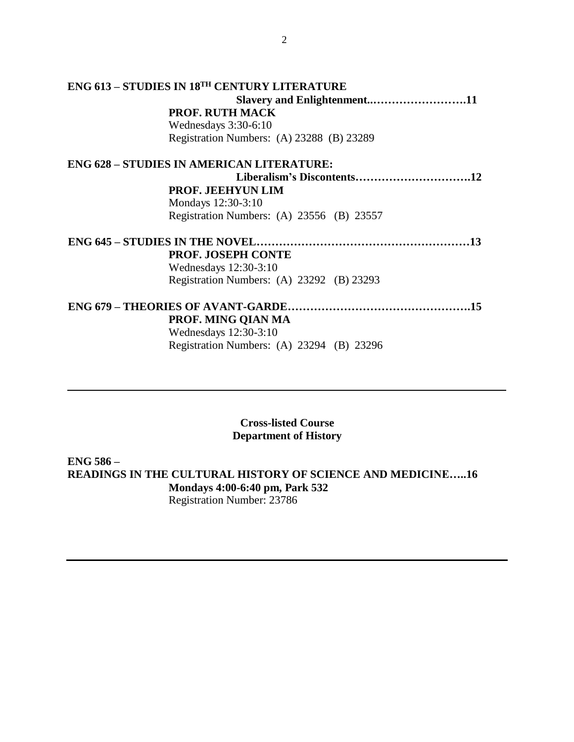**ENG 613 – STUDIES IN 18TH CENTURY LITERATURE**

**Slavery and Enlightenment..…………………….11**

**PROF. RUTH MACK**

Wednesdays 3:30-6:10

Registration Numbers: (A) 23288 (B) 23289

**ENG 628 – STUDIES IN AMERICAN LITERATURE:**

**Liberalism's Discontents………………………….12**

**PROF. JEEHYUN LIM**

Mondays 12:30-3:10

Registration Numbers: (A) 23556 (B) 23557

**ENG 645 – STUDIES IN THE NOVEL…………………………………………………13**

**PROF. JOSEPH CONTE**

Wednesdays 12:30-3:10

Registration Numbers: (A) 23292 (B) 23293

**ENG 679 – THEORIES OF AVANT-GARDE………………………………………….15**

**PROF. MING QIAN MA**

Wednesdays 12:30-3:10

Registration Numbers: (A) 23294 (B) 23296

---

**Cross-listed Course**
**Department of History**

**ENG 586 –**
**READINGS IN THE CULTURAL HISTORY OF SCIENCE AND MEDICINE…..16**

**Mondays 4:00-6:40 pm, Park 532**

Registration Number: 23786

---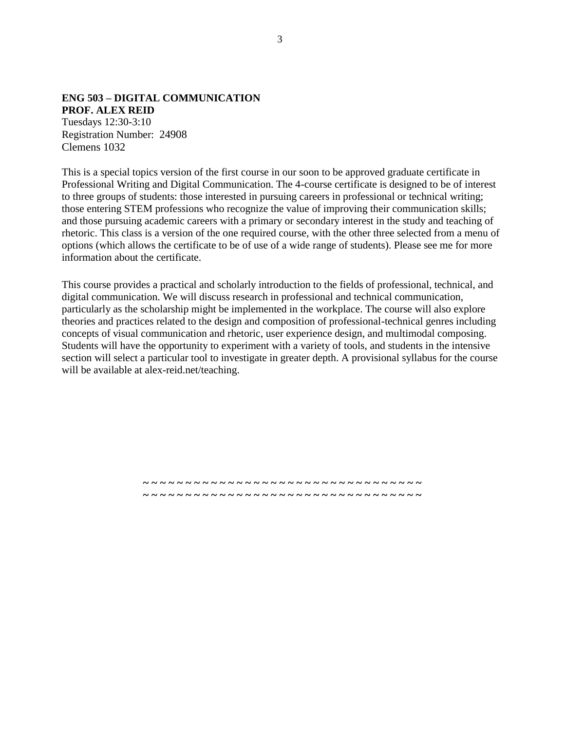**ENG 503 – DIGITAL COMMUNICATION**
**PROF. ALEX REID**
Tuesdays 12:30-3:10
Registration Number: 24908
Clemens 1032

This is a special topics version of the first course in our soon to be approved graduate certificate in Professional Writing and Digital Communication. The 4-course certificate is designed to be of interest to three groups of students: those interested in pursuing careers in professional or technical writing; those entering STEM professions who recognize the value of improving their communication skills; and those pursuing academic careers with a primary or secondary interest in the study and teaching of rhetoric. This class is a version of the one required course, with the other three selected from a menu of options (which allows the certificate to be of use of a wide range of students). Please see me for more information about the certificate.

This course provides a practical and scholarly introduction to the fields of professional, technical, and digital communication. We will discuss research in professional and technical communication, particularly as the scholarship might be implemented in the workplace. The course will also explore theories and practices related to the design and composition of professional-technical genres including concepts of visual communication and rhetoric, user experience design, and multimodal composing. Students will have the opportunity to experiment with a variety of tools, and students in the intensive section will select a particular tool to investigate in greater depth. A provisional syllabus for the course will be available at alex-reid.net/teaching.

~ ~ ~ ~ ~ ~ ~ ~ ~ ~ ~ ~ ~ ~ ~ ~ ~ ~ ~ ~ ~ ~ ~ ~ ~ ~ ~ ~ ~ ~ ~ ~ ~ ~ ~ ~ ~
~ ~ ~ ~ ~ ~ ~ ~ ~ ~ ~ ~ ~ ~ ~ ~ ~ ~ ~ ~ ~ ~ ~ ~ ~ ~ ~ ~ ~ ~ ~ ~ ~ ~ ~ ~ ~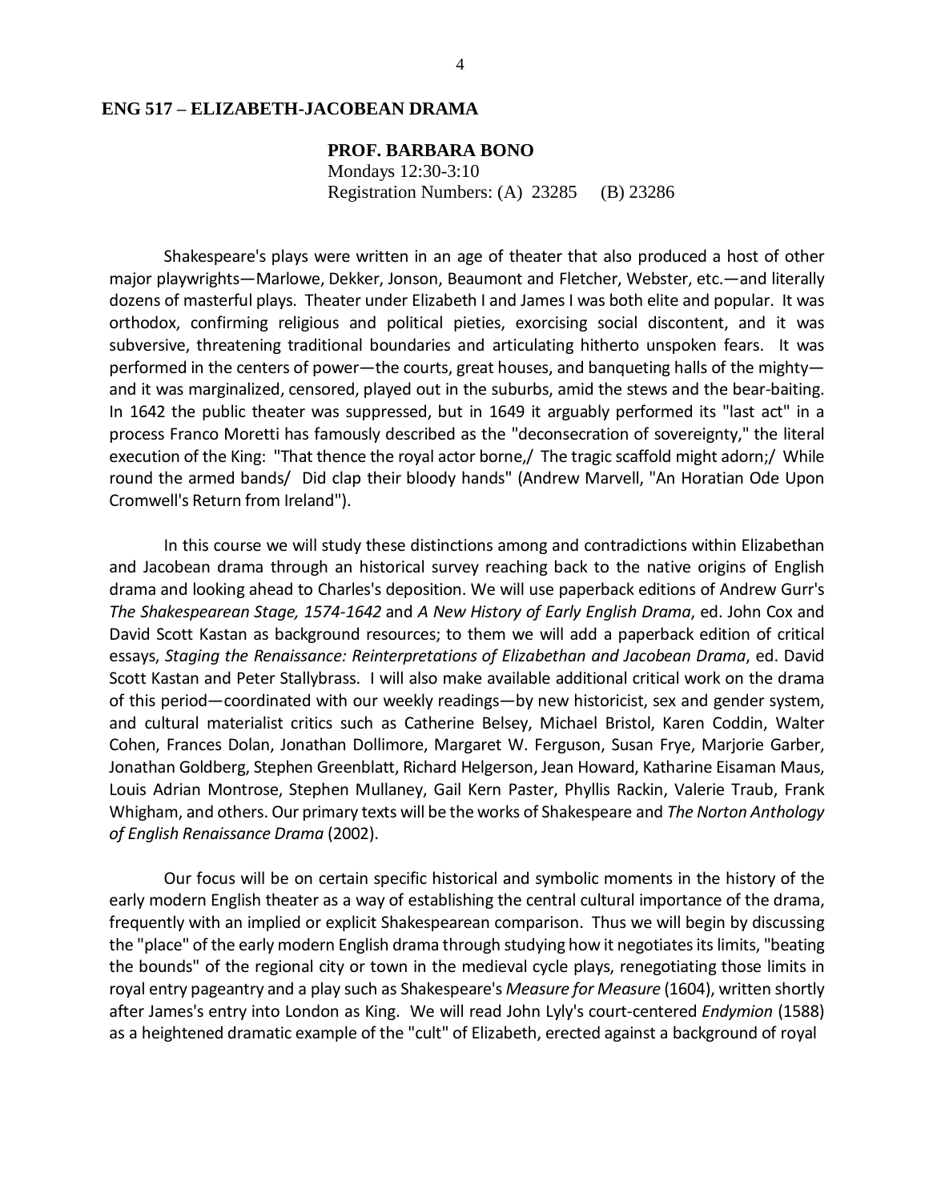## ENG 517 – ELIZABETH-JACOBEAN DRAMA

**PROF. BARBARA BONO**
Mondays 12:30-3:10
Registration Numbers: (A) 23285 (B) 23286

Shakespeare's plays were written in an age of theater that also produced a host of other major playwrights—Marlowe, Dekker, Jonson, Beaumont and Fletcher, Webster, etc.—and literally dozens of masterful plays. Theater under Elizabeth I and James I was both elite and popular. It was orthodox, confirming religious and political pieties, exorcising social discontent, and it was subversive, threatening traditional boundaries and articulating hitherto unspoken fears. It was performed in the centers of power—the courts, great houses, and banqueting halls of the mighty—and it was marginalized, censored, played out in the suburbs, amid the stews and the bear-baiting. In 1642 the public theater was suppressed, but in 1649 it arguably performed its "last act" in a process Franco Moretti has famously described as the "deconsecration of sovereignty," the literal execution of the King: "That thence the royal actor borne,/ The tragic scaffold might adorn;/ While round the armed bands/ Did clap their bloody hands" (Andrew Marvell, "An Horatian Ode Upon Cromwell's Return from Ireland").

In this course we will study these distinctions among and contradictions within Elizabethan and Jacobean drama through an historical survey reaching back to the native origins of English drama and looking ahead to Charles's deposition. We will use paperback editions of Andrew Gurr's *The Shakespearean Stage, 1574-1642* and *A New History of Early English Drama*, ed. John Cox and David Scott Kastan as background resources; to them we will add a paperback edition of critical essays, *Staging the Renaissance: Reinterpretations of Elizabethan and Jacobean Drama*, ed. David Scott Kastan and Peter Stallybrass. I will also make available additional critical work on the drama of this period—coordinated with our weekly readings—by new historicist, sex and gender system, and cultural materialist critics such as Catherine Belsey, Michael Bristol, Karen Coddin, Walter Cohen, Frances Dolan, Jonathan Dollimore, Margaret W. Ferguson, Susan Frye, Marjorie Garber, Jonathan Goldberg, Stephen Greenblatt, Richard Helgerson, Jean Howard, Katharine Eisaman Maus, Louis Adrian Montrose, Stephen Mullaney, Gail Kern Paster, Phyllis Rackin, Valerie Traub, Frank Whigham, and others. Our primary texts will be the works of Shakespeare and *The Norton Anthology of English Renaissance Drama* (2002).

Our focus will be on certain specific historical and symbolic moments in the history of the early modern English theater as a way of establishing the central cultural importance of the drama, frequently with an implied or explicit Shakespearean comparison. Thus we will begin by discussing the "place" of the early modern English drama through studying how it negotiates its limits, "beating the bounds" of the regional city or town in the medieval cycle plays, renegotiating those limits in royal entry pageantry and a play such as Shakespeare's *Measure for Measure* (1604), written shortly after James's entry into London as King. We will read John Lyly's court-centered *Endymion* (1588) as a heightened dramatic example of the "cult" of Elizabeth, erected against a background of royal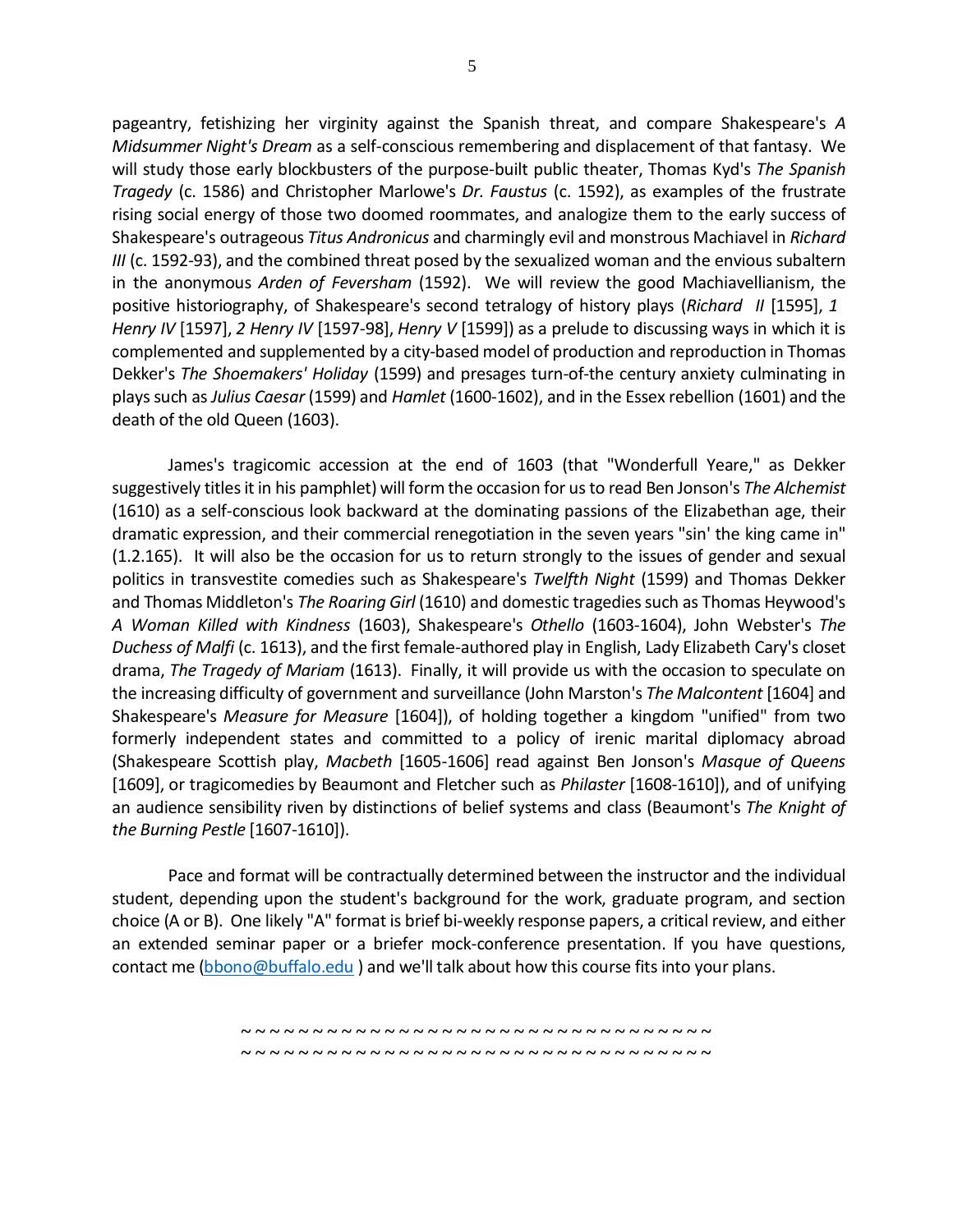pageantry, fetishizing her virginity against the Spanish threat, and compare Shakespeare's *A Midsummer Night's Dream* as a self-conscious remembering and displacement of that fantasy. We will study those early blockbusters of the purpose-built public theater, Thomas Kyd's *The Spanish Tragedy* (c. 1586) and Christopher Marlowe's *Dr. Faustus* (c. 1592), as examples of the frustrate rising social energy of those two doomed roommates, and analogize them to the early success of Shakespeare's outrageous *Titus Andronicus* and charmingly evil and monstrous Machiavel in *Richard III* (c. 1592-93), and the combined threat posed by the sexualized woman and the envious subaltern in the anonymous *Arden of Feversham* (1592). We will review the good Machiavellianism, the positive historiography, of Shakespeare's second tetralogy of history plays (*Richard II* [1595], *1 Henry IV* [1597], *2 Henry IV* [1597-98], *Henry V* [1599]) as a prelude to discussing ways in which it is complemented and supplemented by a city-based model of production and reproduction in Thomas Dekker's *The Shoemakers' Holiday* (1599) and presages turn-of-the century anxiety culminating in plays such as *Julius Caesar* (1599) and *Hamlet* (1600-1602), and in the Essex rebellion (1601) and the death of the old Queen (1603).

James's tragicomic accession at the end of 1603 (that "Wonderfull Yeare," as Dekker suggestively titles it in his pamphlet) will form the occasion for us to read Ben Jonson's *The Alchemist* (1610) as a self-conscious look backward at the dominating passions of the Elizabethan age, their dramatic expression, and their commercial renegotiation in the seven years "sin' the king came in" (1.2.165). It will also be the occasion for us to return strongly to the issues of gender and sexual politics in transvestite comedies such as Shakespeare's *Twelfth Night* (1599) and Thomas Dekker and Thomas Middleton's *The Roaring Girl* (1610) and domestic tragedies such as Thomas Heywood's *A Woman Killed with Kindness* (1603), Shakespeare's *Othello* (1603-1604), John Webster's *The Duchess of Malfi* (c. 1613), and the first female-authored play in English, Lady Elizabeth Cary's closet drama, *The Tragedy of Mariam* (1613). Finally, it will provide us with the occasion to speculate on the increasing difficulty of government and surveillance (John Marston's *The Malcontent* [1604] and Shakespeare's *Measure for Measure* [1604]), of holding together a kingdom "unified" from two formerly independent states and committed to a policy of irenic marital diplomacy abroad (Shakespeare Scottish play, *Macbeth* [1605-1606] read against Ben Jonson's *Masque of Queens* [1609], or tragicomedies by Beaumont and Fletcher such as *Philaster* [1608-1610]), and of unifying an audience sensibility riven by distinctions of belief systems and class (Beaumont's *The Knight of the Burning Pestle* [1607-1610]).

Pace and format will be contractually determined between the instructor and the individual student, depending upon the student's background for the work, graduate program, and section choice (A or B). One likely "A" format is brief bi-weekly response papers, a critical review, and either an extended seminar paper or a briefer mock-conference presentation. If you have questions, contact me (bbono@buffalo.edu ) and we'll talk about how this course fits into your plans.

~ ~ ~ ~ ~ ~ ~ ~ ~ ~ ~ ~ ~ ~ ~ ~ ~ ~ ~ ~ ~ ~ ~ ~ ~ ~ ~ ~ ~ ~ ~ ~ ~ ~ ~ ~
~ ~ ~ ~ ~ ~ ~ ~ ~ ~ ~ ~ ~ ~ ~ ~ ~ ~ ~ ~ ~ ~ ~ ~ ~ ~ ~ ~ ~ ~ ~ ~ ~ ~ ~ ~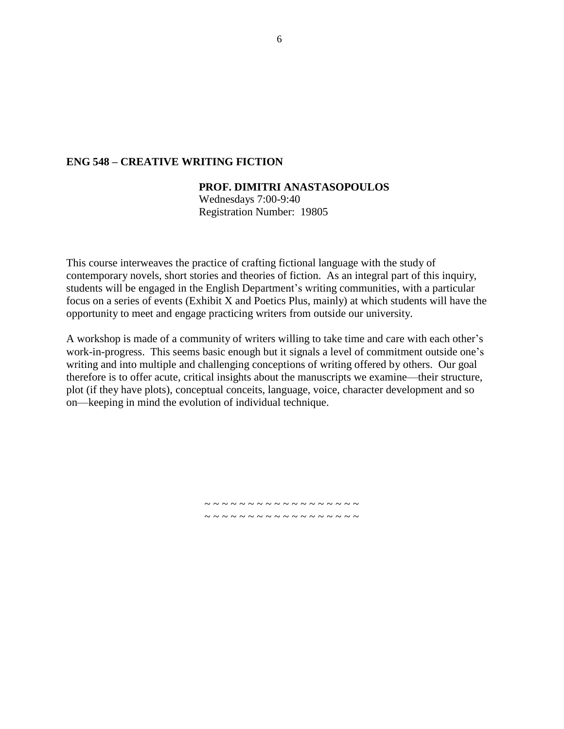## ENG 548 – CREATIVE WRITING FICTION

**PROF. DIMITRI ANASTASOPOULOS**
Wednesdays 7:00-9:40
Registration Number: 19805

This course interweaves the practice of crafting fictional language with the study of contemporary novels, short stories and theories of fiction. As an integral part of this inquiry, students will be engaged in the English Department's writing communities, with a particular focus on a series of events (Exhibit X and Poetics Plus, mainly) at which students will have the opportunity to meet and engage practicing writers from outside our university.

A workshop is made of a community of writers willing to take time and care with each other's work-in-progress. This seems basic enough but it signals a level of commitment outside one's writing and into multiple and challenging conceptions of writing offered by others. Our goal therefore is to offer acute, critical insights about the manuscripts we examine—their structure, plot (if they have plots), conceptual conceits, language, voice, character development and so on—keeping in mind the evolution of individual technique.

~ ~ ~ ~ ~ ~ ~ ~ ~ ~ ~ ~ ~ ~ ~ ~ ~ ~ ~
~ ~ ~ ~ ~ ~ ~ ~ ~ ~ ~ ~ ~ ~ ~ ~ ~ ~ ~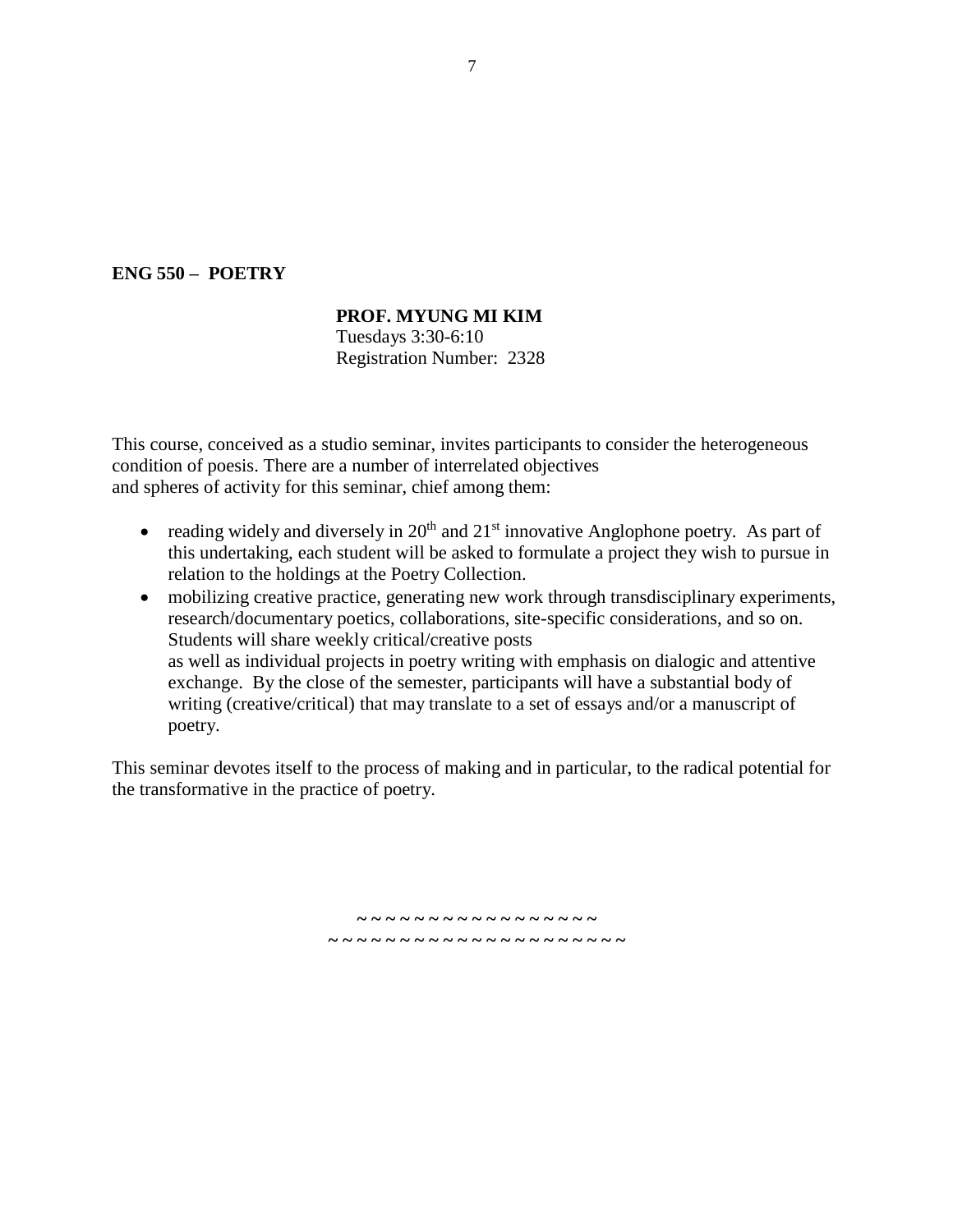**ENG 550 – POETRY**

**PROF. MYUNG MI KIM**
Tuesdays 3:30-6:10
Registration Number: 2328

This course, conceived as a studio seminar, invites participants to consider the heterogeneous condition of poesis. There are a number of interrelated objectives and spheres of activity for this seminar, chief among them:

- reading widely and diversely in 20th and 21st innovative Anglophone poetry. As part of this undertaking, each student will be asked to formulate a project they wish to pursue in relation to the holdings at the Poetry Collection.
- mobilizing creative practice, generating new work through transdisciplinary experiments, research/documentary poetics, collaborations, site-specific considerations, and so on. Students will share weekly critical/creative posts as well as individual projects in poetry writing with emphasis on dialogic and attentive exchange. By the close of the semester, participants will have a substantial body of writing (creative/critical) that may translate to a set of essays and/or a manuscript of poetry.

This seminar devotes itself to the process of making and in particular, to the radical potential for the transformative in the practice of poetry.

~ ~ ~ ~ ~ ~ ~ ~ ~ ~ ~ ~ ~ ~ ~ ~ ~ ~
~ ~ ~ ~ ~ ~ ~ ~ ~ ~ ~ ~ ~ ~ ~ ~ ~ ~ ~ ~ ~ ~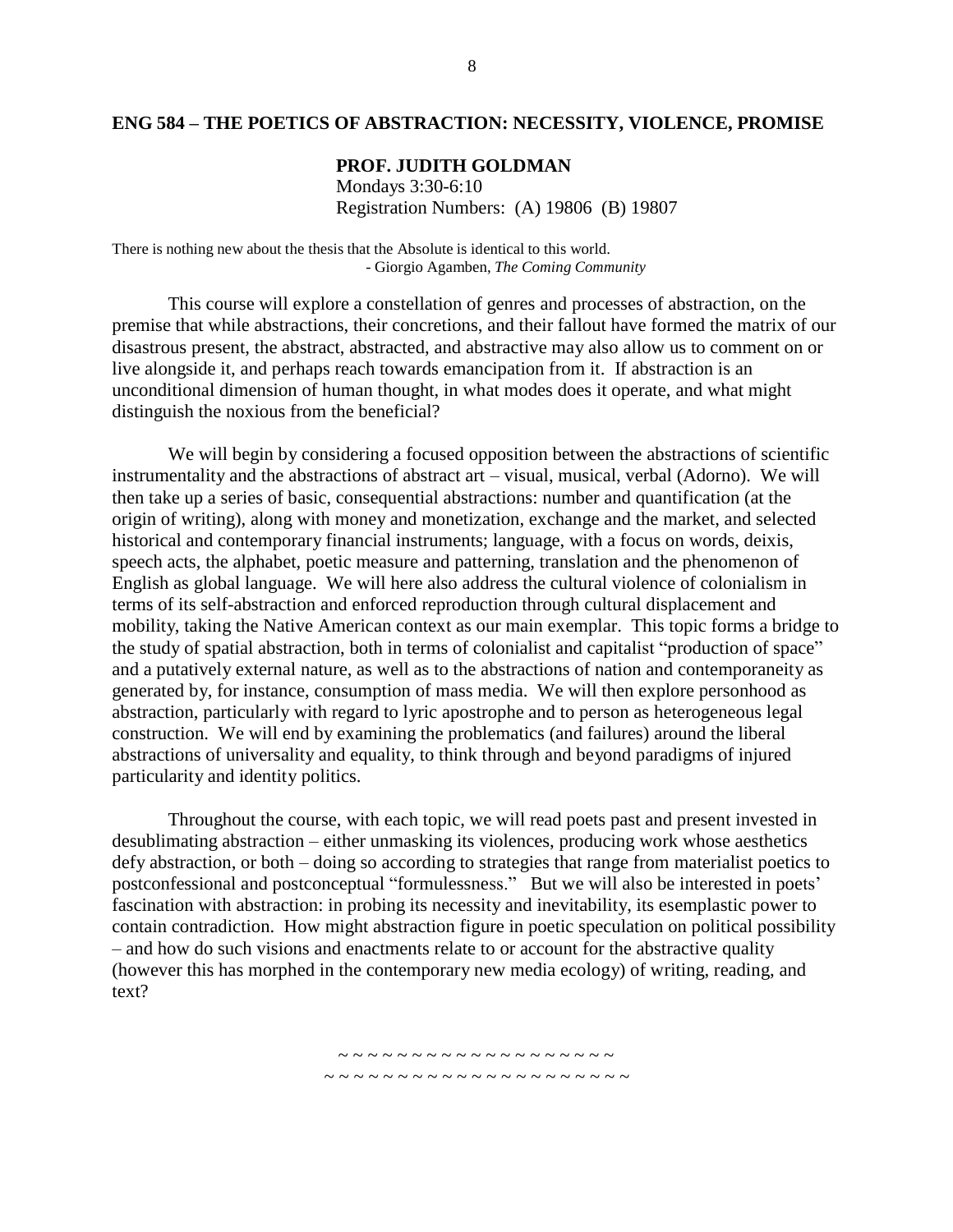## ENG 584 – THE POETICS OF ABSTRACTION: NECESSITY, VIOLENCE, PROMISE

**PROF. JUDITH GOLDMAN**
Mondays 3:30-6:10
Registration Numbers: (A) 19806 (B) 19807

There is nothing new about the thesis that the Absolute is identical to this world.
- Giorgio Agamben, *The Coming Community*

This course will explore a constellation of genres and processes of abstraction, on the premise that while abstractions, their concretions, and their fallout have formed the matrix of our disastrous present, the abstract, abstracted, and abstractive may also allow us to comment on or live alongside it, and perhaps reach towards emancipation from it. If abstraction is an unconditional dimension of human thought, in what modes does it operate, and what might distinguish the noxious from the beneficial?

We will begin by considering a focused opposition between the abstractions of scientific instrumentality and the abstractions of abstract art – visual, musical, verbal (Adorno). We will then take up a series of basic, consequential abstractions: number and quantification (at the origin of writing), along with money and monetization, exchange and the market, and selected historical and contemporary financial instruments; language, with a focus on words, deixis, speech acts, the alphabet, poetic measure and patterning, translation and the phenomenon of English as global language. We will here also address the cultural violence of colonialism in terms of its self-abstraction and enforced reproduction through cultural displacement and mobility, taking the Native American context as our main exemplar. This topic forms a bridge to the study of spatial abstraction, both in terms of colonialist and capitalist "production of space" and a putatively external nature, as well as to the abstractions of nation and contemporaneity as generated by, for instance, consumption of mass media. We will then explore personhood as abstraction, particularly with regard to lyric apostrophe and to person as heterogeneous legal construction. We will end by examining the problematics (and failures) around the liberal abstractions of universality and equality, to think through and beyond paradigms of injured particularity and identity politics.

Throughout the course, with each topic, we will read poets past and present invested in desublimating abstraction – either unmasking its violences, producing work whose aesthetics defy abstraction, or both – doing so according to strategies that range from materialist poetics to postconfessional and postconceptual "formulessness." But we will also be interested in poets' fascination with abstraction: in probing its necessity and inevitability, its esemplastic power to contain contradiction. How might abstraction figure in poetic speculation on political possibility – and how do such visions and enactments relate to or account for the abstractive quality (however this has morphed in the contemporary new media ecology) of writing, reading, and text?

~ ~ ~ ~ ~ ~ ~ ~ ~ ~ ~ ~ ~ ~ ~ ~ ~ ~ ~ ~ ~
~ ~ ~ ~ ~ ~ ~ ~ ~ ~ ~ ~ ~ ~ ~ ~ ~ ~ ~ ~ ~ ~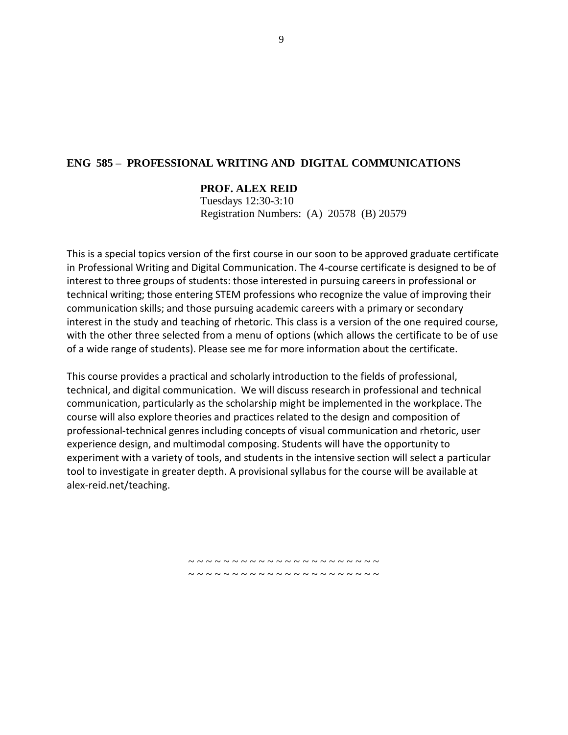## ENG 585 – PROFESSIONAL WRITING AND DIGITAL COMMUNICATIONS

**PROF. ALEX REID**
Tuesdays 12:30-3:10
Registration Numbers: (A) 20578 (B) 20579

This is a special topics version of the first course in our soon to be approved graduate certificate in Professional Writing and Digital Communication. The 4-course certificate is designed to be of interest to three groups of students: those interested in pursuing careers in professional or technical writing; those entering STEM professions who recognize the value of improving their communication skills; and those pursuing academic careers with a primary or secondary interest in the study and teaching of rhetoric. This class is a version of the one required course, with the other three selected from a menu of options (which allows the certificate to be of use of a wide range of students). Please see me for more information about the certificate.

This course provides a practical and scholarly introduction to the fields of professional, technical, and digital communication. We will discuss research in professional and technical communication, particularly as the scholarship might be implemented in the workplace. The course will also explore theories and practices related to the design and composition of professional-technical genres including concepts of visual communication and rhetoric, user experience design, and multimodal composing. Students will have the opportunity to experiment with a variety of tools, and students in the intensive section will select a particular tool to investigate in greater depth. A provisional syllabus for the course will be available at alex-reid.net/teaching.

~ ~ ~ ~ ~ ~ ~ ~ ~ ~ ~ ~ ~ ~ ~ ~ ~ ~ ~ ~ ~ ~ ~ ~
~ ~ ~ ~ ~ ~ ~ ~ ~ ~ ~ ~ ~ ~ ~ ~ ~ ~ ~ ~ ~ ~ ~ ~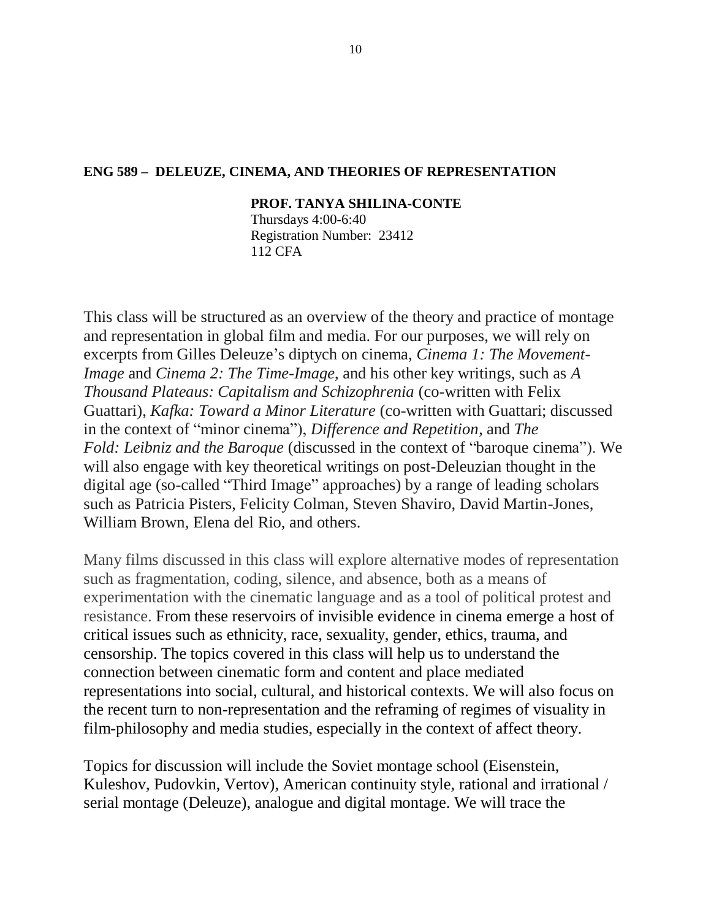**ENG 589 – DELEUZE, CINEMA, AND THEORIES OF REPRESENTATION**

**PROF. TANYA SHILINA-CONTE**
Thursdays 4:00-6:40
Registration Number: 23412
112 CFA

This class will be structured as an overview of the theory and practice of montage and representation in global film and media. For our purposes, we will rely on excerpts from Gilles Deleuze's diptych on cinema, *Cinema 1: The Movement-Image* and *Cinema 2: The Time-Image*, and his other key writings, such as *A Thousand Plateaus: Capitalism and Schizophrenia* (co-written with Felix Guattari), *Kafka: Toward a Minor Literature* (co-written with Guattari; discussed in the context of "minor cinema"), *Difference and Repetition*, and *The Fold: Leibniz and the Baroque* (discussed in the context of "baroque cinema"). We will also engage with key theoretical writings on post-Deleuzian thought in the digital age (so-called "Third Image" approaches) by a range of leading scholars such as Patricia Pisters, Felicity Colman, Steven Shaviro, David Martin-Jones, William Brown, Elena del Rio, and others.

Many films discussed in this class will explore alternative modes of representation such as fragmentation, coding, silence, and absence, both as a means of experimentation with the cinematic language and as a tool of political protest and resistance. From these reservoirs of invisible evidence in cinema emerge a host of critical issues such as ethnicity, race, sexuality, gender, ethics, trauma, and censorship. The topics covered in this class will help us to understand the connection between cinematic form and content and place mediated representations into social, cultural, and historical contexts. We will also focus on the recent turn to non-representation and the reframing of regimes of visuality in film-philosophy and media studies, especially in the context of affect theory.

Topics for discussion will include the Soviet montage school (Eisenstein, Kuleshov, Pudovkin, Vertov), American continuity style, rational and irrational / serial montage (Deleuze), analogue and digital montage. We will trace the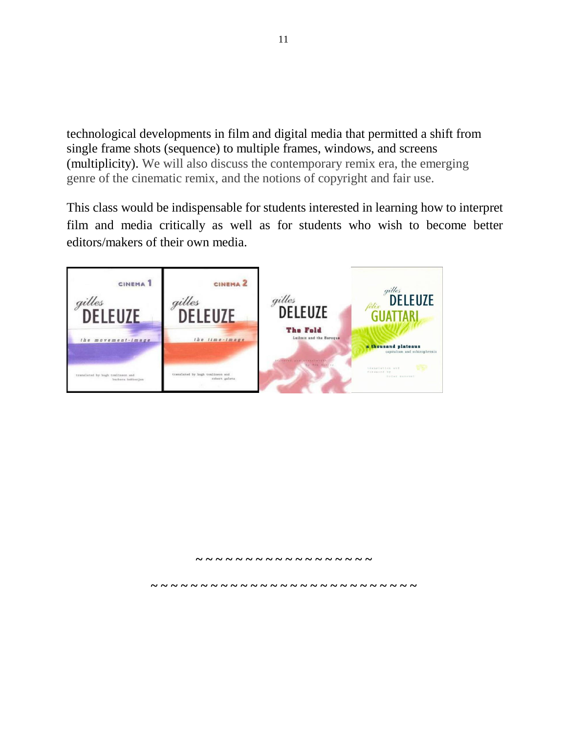technological developments in film and digital media that permitted a shift from single frame shots (sequence) to multiple frames, windows, and screens (multiplicity). We will also discuss the contemporary remix era, the emerging genre of the cinematic remix, and the notions of copyright and fair use.

This class would be indispensable for students interested in learning how to interpret film and media critically as well as for students who wish to become better editors/makers of their own media.

~ ~ ~ ~ ~ ~ ~ ~ ~ ~ ~ ~ ~ ~ ~ ~ ~ ~ ~ ~

~ ~ ~ ~ ~ ~ ~ ~ ~ ~ ~ ~ ~ ~ ~ ~ ~ ~ ~ ~ ~ ~ ~ ~ ~ ~ ~ ~ ~ ~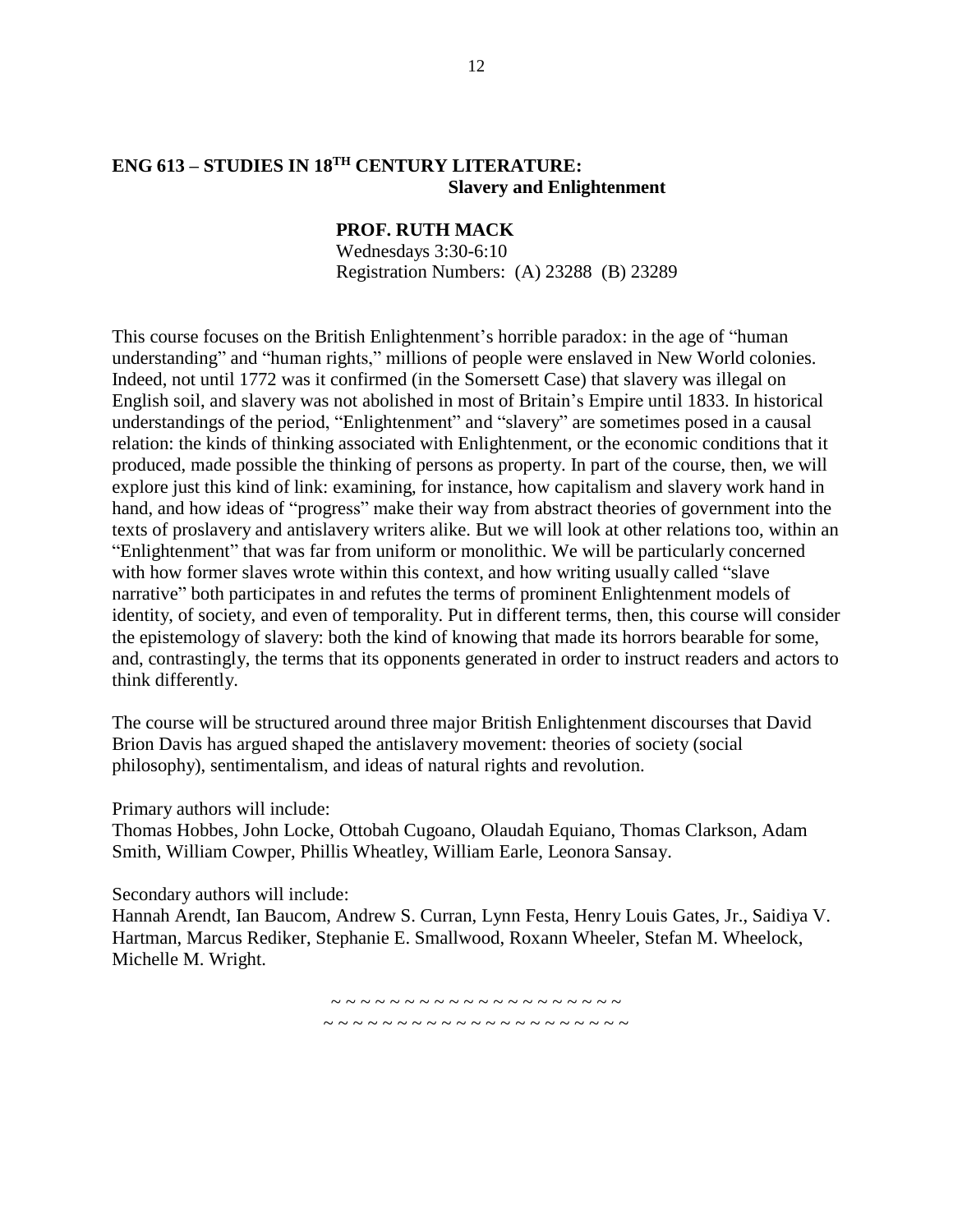## ENG 613 – STUDIES IN 18TH CENTURY LITERATURE: Slavery and Enlightenment

**PROF. RUTH MACK**
Wednesdays 3:30-6:10
Registration Numbers: (A) 23288 (B) 23289

This course focuses on the British Enlightenment's horrible paradox: in the age of "human understanding" and "human rights," millions of people were enslaved in New World colonies. Indeed, not until 1772 was it confirmed (in the Somersett Case) that slavery was illegal on English soil, and slavery was not abolished in most of Britain's Empire until 1833. In historical understandings of the period, "Enlightenment" and "slavery" are sometimes posed in a causal relation: the kinds of thinking associated with Enlightenment, or the economic conditions that it produced, made possible the thinking of persons as property. In part of the course, then, we will explore just this kind of link: examining, for instance, how capitalism and slavery work hand in hand, and how ideas of "progress" make their way from abstract theories of government into the texts of proslavery and antislavery writers alike. But we will look at other relations too, within an "Enlightenment" that was far from uniform or monolithic. We will be particularly concerned with how former slaves wrote within this context, and how writing usually called "slave narrative" both participates in and refutes the terms of prominent Enlightenment models of identity, of society, and even of temporality. Put in different terms, then, this course will consider the epistemology of slavery: both the kind of knowing that made its horrors bearable for some, and, contrastingly, the terms that its opponents generated in order to instruct readers and actors to think differently.

The course will be structured around three major British Enlightenment discourses that David Brion Davis has argued shaped the antislavery movement: theories of society (social philosophy), sentimentalism, and ideas of natural rights and revolution.

Primary authors will include:
Thomas Hobbes, John Locke, Ottobah Cugoano, Olaudah Equiano, Thomas Clarkson, Adam Smith, William Cowper, Phillis Wheatley, William Earle, Leonora Sansay.

Secondary authors will include:
Hannah Arendt, Ian Baucom, Andrew S. Curran, Lynn Festa, Henry Louis Gates, Jr., Saidiya V. Hartman, Marcus Rediker, Stephanie E. Smallwood, Roxann Wheeler, Stefan M. Wheelock, Michelle M. Wright.

~ ~ ~ ~ ~ ~ ~ ~ ~ ~ ~ ~ ~ ~ ~ ~ ~ ~ ~ ~ ~ ~
~ ~ ~ ~ ~ ~ ~ ~ ~ ~ ~ ~ ~ ~ ~ ~ ~ ~ ~ ~ ~ ~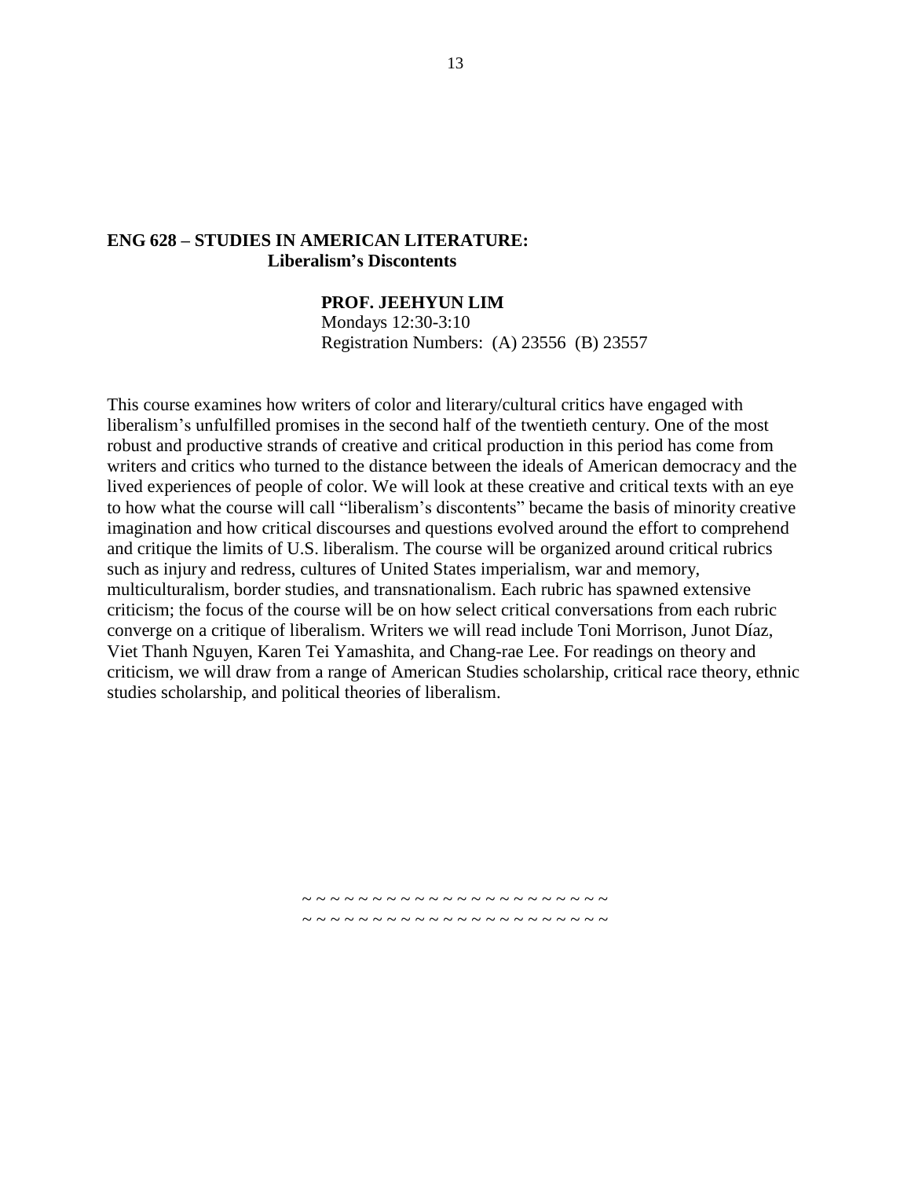## ENG 628 – STUDIES IN AMERICAN LITERATURE: Liberalism's Discontents

**PROF. JEEHYUN LIM**
Mondays 12:30-3:10
Registration Numbers: (A) 23556 (B) 23557

This course examines how writers of color and literary/cultural critics have engaged with liberalism's unfulfilled promises in the second half of the twentieth century. One of the most robust and productive strands of creative and critical production in this period has come from writers and critics who turned to the distance between the ideals of American democracy and the lived experiences of people of color. We will look at these creative and critical texts with an eye to how what the course will call "liberalism's discontents" became the basis of minority creative imagination and how critical discourses and questions evolved around the effort to comprehend and critique the limits of U.S. liberalism. The course will be organized around critical rubrics such as injury and redress, cultures of United States imperialism, war and memory, multiculturalism, border studies, and transnationalism. Each rubric has spawned extensive criticism; the focus of the course will be on how select critical conversations from each rubric converge on a critique of liberalism. Writers we will read include Toni Morrison, Junot Díaz, Viet Thanh Nguyen, Karen Tei Yamashita, and Chang-rae Lee. For readings on theory and criticism, we will draw from a range of American Studies scholarship, critical race theory, ethnic studies scholarship, and political theories of liberalism.

~ ~ ~ ~ ~ ~ ~ ~ ~ ~ ~ ~ ~ ~ ~ ~ ~ ~ ~ ~ ~ ~ ~ ~
~ ~ ~ ~ ~ ~ ~ ~ ~ ~ ~ ~ ~ ~ ~ ~ ~ ~ ~ ~ ~ ~ ~ ~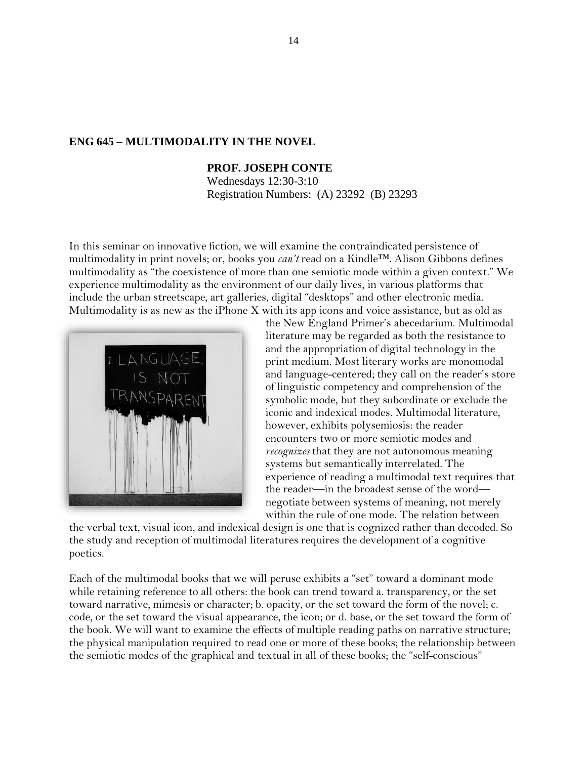## ENG 645 – MULTIMODALITY IN THE NOVEL

**PROF. JOSEPH CONTE**
Wednesdays 12:30-3:10
Registration Numbers: (A) 23292 (B) 23293

In this seminar on innovative fiction, we will examine the contraindicated persistence of multimodality in print novels; or, books you *can't* read on a Kindle™. Alison Gibbons defines multimodality as "the coexistence of more than one semiotic mode within a given context." We experience multimodality as the environment of our daily lives, in various platforms that include the urban streetscape, art galleries, digital "desktops" and other electronic media. Multimodality is as new as the iPhone X with its app icons and voice assistance, but as old as the New England Primer's abecedarium. Multimodal literature may be regarded as both the resistance to and the appropriation of digital technology in the print medium. Most literary works are monomodal and language-centered; they call on the reader's store of linguistic competency and comprehension of the symbolic mode, but they subordinate or exclude the iconic and indexical modes. Multimodal literature, however, exhibits polysemiosis: the reader encounters two or more semiotic modes and *recognizes* that they are not autonomous meaning systems but semantically interrelated. The experience of reading a multimodal text requires that the reader—in the broadest sense of the word—negotiate between systems of meaning, not merely within the rule of one mode. The relation between the verbal text, visual icon, and indexical design is one that is cognized rather than decoded. So the study and reception of multimodal literatures requires the development of a cognitive poetics.

Each of the multimodal books that we will peruse exhibits a "set" toward a dominant mode while retaining reference to all others: the book can trend toward a. transparency, or the set toward narrative, mimesis or character; b. opacity, or the set toward the form of the novel; c. code, or the set toward the visual appearance, the icon; or d. base, or the set toward the form of the book. We will want to examine the effects of multiple reading paths on narrative structure; the physical manipulation required to read one or more of these books; the relationship between the semiotic modes of the graphical and textual in all of these books; the "self-conscious"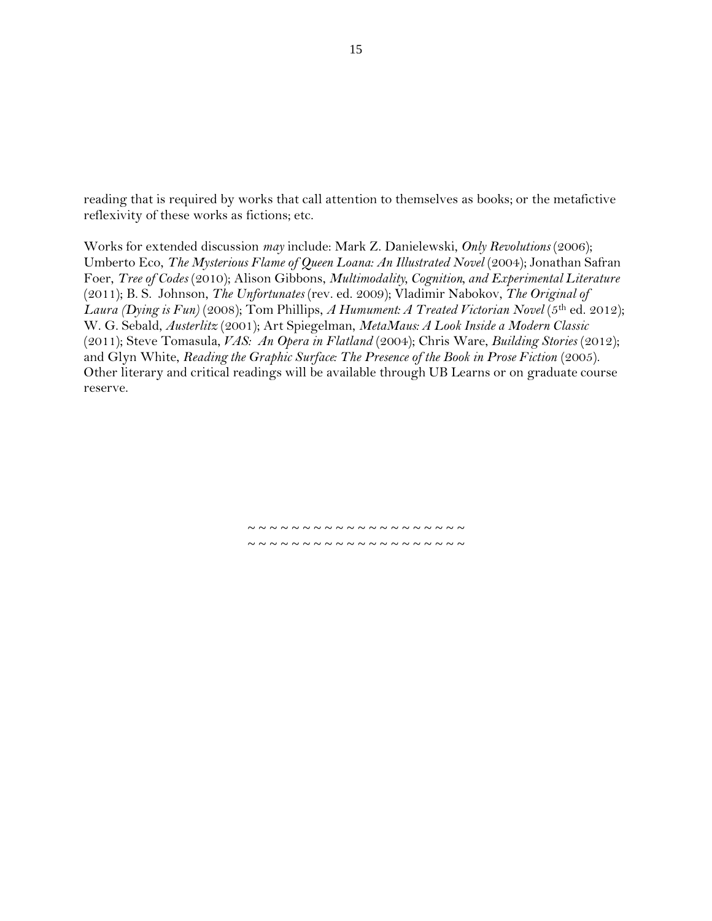reading that is required by works that call attention to themselves as books; or the metafictive reflexivity of these works as fictions; etc.

Works for extended discussion *may* include: Mark Z. Danielewski, *Only Revolutions* (2006); Umberto Eco, *The Mysterious Flame of Queen Loana: An Illustrated Novel* (2004); Jonathan Safran Foer, *Tree of Codes* (2010); Alison Gibbons, *Multimodality, Cognition, and Experimental Literature* (2011); B. S. Johnson, *The Unfortunates* (rev. ed. 2009); Vladimir Nabokov, *The Original of Laura (Dying is Fun)* (2008); Tom Phillips, *A Humument: A Treated Victorian Novel* (5th ed. 2012); W. G. Sebald, *Austerlitz* (2001); Art Spiegelman, *MetaMaus: A Look Inside a Modern Classic* (2011); Steve Tomasula, *VAS: An Opera in Flatland* (2004); Chris Ware, *Building Stories* (2012); and Glyn White, *Reading the Graphic Surface: The Presence of the Book in Prose Fiction* (2005). Other literary and critical readings will be available through UB Learns or on graduate course reserve.

~ ~ ~ ~ ~ ~ ~ ~ ~ ~ ~ ~ ~ ~ ~ ~ ~ ~ ~ ~ ~
~ ~ ~ ~ ~ ~ ~ ~ ~ ~ ~ ~ ~ ~ ~ ~ ~ ~ ~ ~ ~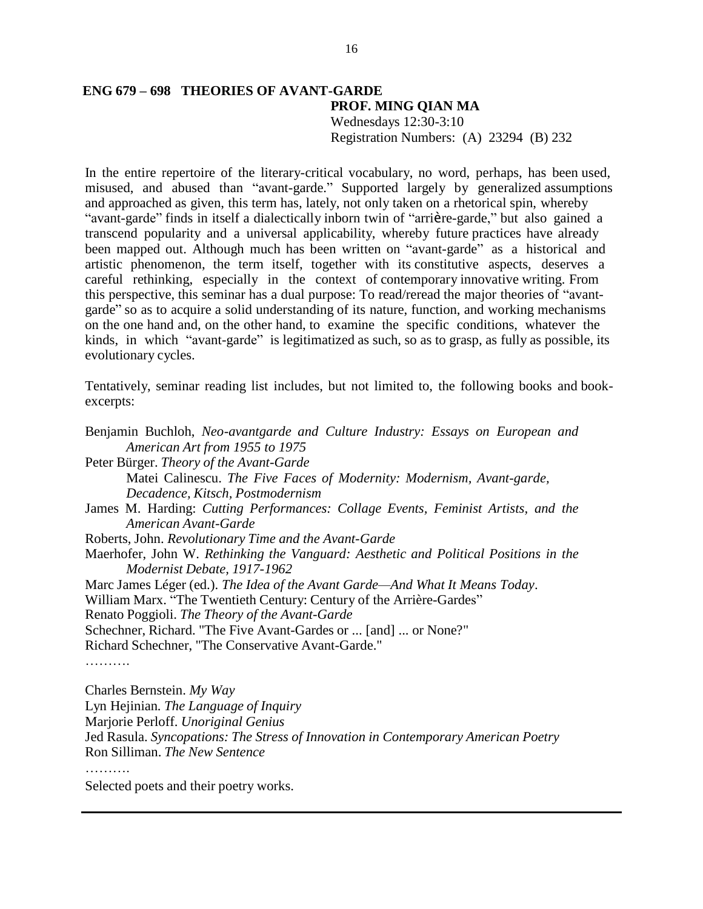## ENG 679 – 698 THEORIES OF AVANT-GARDE

**PROF. MING QIAN MA**

Wednesdays 12:30-3:10

Registration Numbers: (A) 23294 (B) 232

In the entire repertoire of the literary-critical vocabulary, no word, perhaps, has been used, misused, and abused than "avant-garde." Supported largely by generalized assumptions and approached as given, this term has, lately, not only taken on a rhetorical spin, whereby "avant-garde" finds in itself a dialectically inborn twin of "arrière-garde," but also gained a transcend popularity and a universal applicability, whereby future practices have already been mapped out. Although much has been written on "avant-garde" as a historical and artistic phenomenon, the term itself, together with its constitutive aspects, deserves a careful rethinking, especially in the context of contemporary innovative writing. From this perspective, this seminar has a dual purpose: To read/reread the major theories of "avant-garde" so as to acquire a solid understanding of its nature, function, and working mechanisms on the one hand and, on the other hand, to examine the specific conditions, whatever the kinds, in which "avant-garde" is legitimatized as such, so as to grasp, as fully as possible, its evolutionary cycles.

Tentatively, seminar reading list includes, but not limited to, the following books and book-excerpts:

Benjamin Buchloh, *Neo-avantgarde and Culture Industry: Essays on European and American Art from 1955 to 1975*
Peter Bürger. *Theory of the Avant-Garde*
Matei Calinescu. *The Five Faces of Modernity: Modernism, Avant-garde, Decadence, Kitsch, Postmodernism*
James M. Harding: *Cutting Performances: Collage Events, Feminist Artists, and the American Avant-Garde*
Roberts, John. *Revolutionary Time and the Avant-Garde*
Maerhofer, John W. *Rethinking the Vanguard: Aesthetic and Political Positions in the Modernist Debate, 1917-1962*
Marc James Léger (ed.). *The Idea of the Avant Garde—And What It Means Today*.
William Marx. "The Twentieth Century: Century of the Arrière-Gardes"
Renato Poggioli. *The Theory of the Avant-Garde*
Schechner, Richard. "The Five Avant-Gardes or ... [and] ... or None?"
Richard Schechner, "The Conservative Avant-Garde."
……….

Charles Bernstein. *My Way*
Lyn Hejinian. *The Language of Inquiry*
Marjorie Perloff. *Unoriginal Genius*
Jed Rasula. *Syncopations: The Stress of Innovation in Contemporary American Poetry*
Ron Silliman. *The New Sentence*
……….

Selected poets and their poetry works.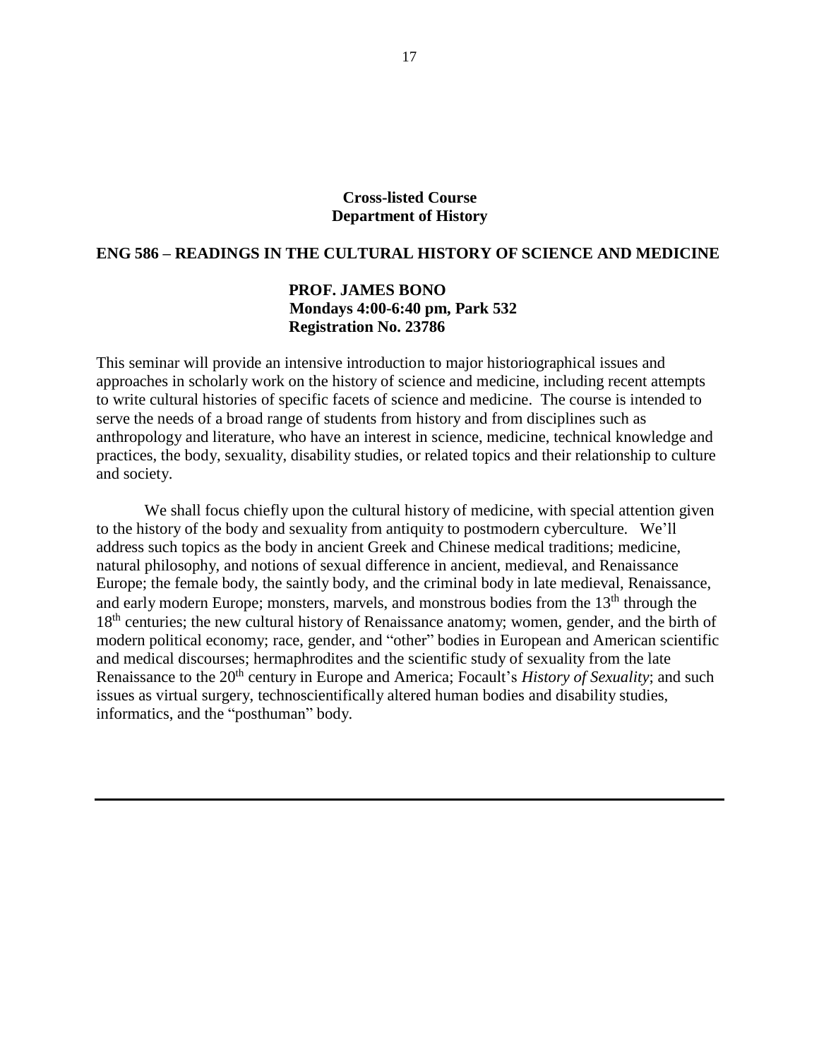**Cross-listed Course**
**Department of History**

## ENG 586 – READINGS IN THE CULTURAL HISTORY OF SCIENCE AND MEDICINE

**PROF. JAMES BONO**
**Mondays 4:00-6:40 pm, Park 532**
**Registration No. 23786**

This seminar will provide an intensive introduction to major historiographical issues and approaches in scholarly work on the history of science and medicine, including recent attempts to write cultural histories of specific facets of science and medicine. The course is intended to serve the needs of a broad range of students from history and from disciplines such as anthropology and literature, who have an interest in science, medicine, technical knowledge and practices, the body, sexuality, disability studies, or related topics and their relationship to culture and society.

We shall focus chiefly upon the cultural history of medicine, with special attention given to the history of the body and sexuality from antiquity to postmodern cyberculture. We'll address such topics as the body in ancient Greek and Chinese medical traditions; medicine, natural philosophy, and notions of sexual difference in ancient, medieval, and Renaissance Europe; the female body, the saintly body, and the criminal body in late medieval, Renaissance, and early modern Europe; monsters, marvels, and monstrous bodies from the 13th through the 18th centuries; the new cultural history of Renaissance anatomy; women, gender, and the birth of modern political economy; race, gender, and "other" bodies in European and American scientific and medical discourses; hermaphrodites and the scientific study of sexuality from the late Renaissance to the 20th century in Europe and America; Focault's *History of Sexuality*; and such issues as virtual surgery, technoscientifically altered human bodies and disability studies, informatics, and the "posthuman" body.